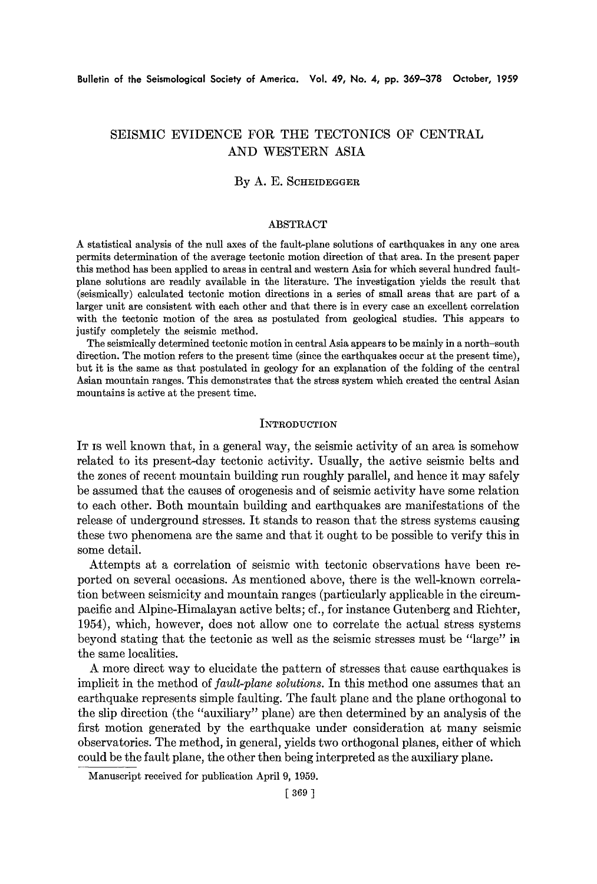# SEISMIC EVIDENCE FOR THE TECTONICS OF CENTRAL AND WESTERN ASIA

By A. E. Scheidegger

## ABSTRACT

A statistical analysis of the null axes of the fault-plane solutions of earthquakes in any one area permits determination of the average tectonic motion direction of that area. In the present paper this method has been applied to areas in central and western Asia for which several hundred fault-plane solutions are readily available in the literature. The investigation yields the result that (seismically) calculated tectonic motion directions in a series of small areas that are part of a larger unit are consistent with each other and that there is in every case an excellent correlation with the tectonic motion of the area as postulated from geological studies. This appears to justify completely the seismic method.

The seismically determined tectonic motion in central Asia appears to be mainly in a north–south direction. The motion refers to the present time (since the earthquakes occur at the present time), but it is the same as that postulated in geology for an explanation of the folding of the central Asian mountain ranges. This demonstrates that the stress system which created the central Asian mountains is active at the present time.

## Introduction

It is well known that, in a general way, the seismic activity of an area is somehow related to its present-day tectonic activity. Usually, the active seismic belts and the zones of recent mountain building run roughly parallel, and hence it may safely be assumed that the causes of orogenesis and of seismic activity have some relation to each other. Both mountain building and earthquakes are manifestations of the release of underground stresses. It stands to reason that the stress systems causing these two phenomena are the same and that it ought to be possible to verify this in some detail.

Attempts at a correlation of seismic with tectonic observations have been reported on several occasions. As mentioned above, there is the well-known correlation between seismicity and mountain ranges (particularly applicable in the circum-pacific and Alpine-Himalayan active belts; cf., for instance Gutenberg and Richter, 1954), which, however, does not allow one to correlate the actual stress systems beyond stating that the tectonic as well as the seismic stresses must be "large" in the same localities.

A more direct way to elucidate the pattern of stresses that cause earthquakes is implicit in the method of *fault-plane solutions*. In this method one assumes that an earthquake represents simple faulting. The fault plane and the plane orthogonal to the slip direction (the "auxiliary" plane) are then determined by an analysis of the first motion generated by the earthquake under consideration at many seismic observatories. The method, in general, yields two orthogonal planes, either of which could be the fault plane, the other then being interpreted as the auxiliary plane.

Manuscript received for publication April 9, 1959.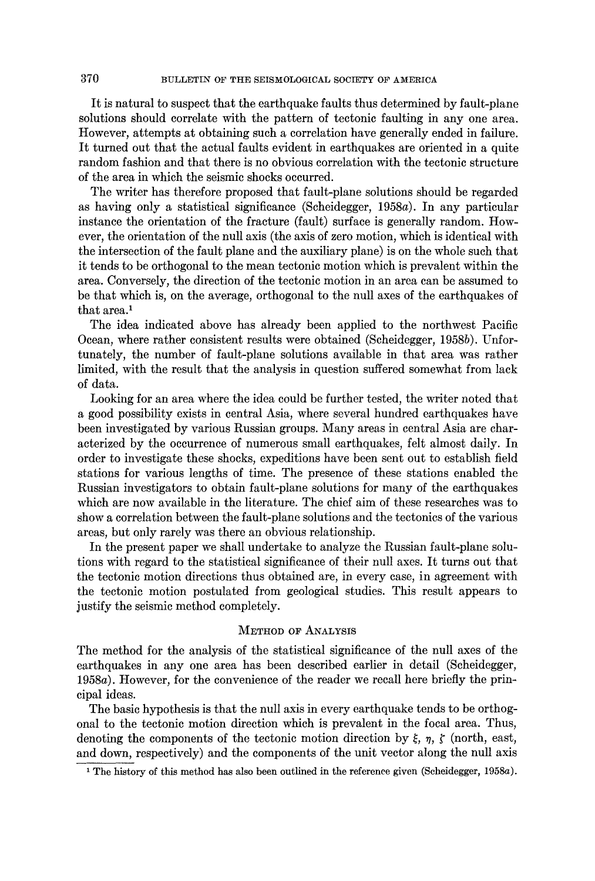It is natural to suspect that the earthquake faults thus determined by fault-plane solutions should correlate with the pattern of tectonic faulting in any one area. However, attempts at obtaining such a correlation have generally ended in failure. It turned out that the actual faults evident in earthquakes are oriented in a quite random fashion and that there is no obvious correlation with the tectonic structure of the area in which the seismic shocks occurred.

The writer has therefore proposed that fault-plane solutions should be regarded as having only a statistical significance (Scheidegger, 1958*a*). In any particular instance the orientation of the fracture (fault) surface is generally random. However, the orientation of the null axis (the axis of zero motion, which is identical with the intersection of the fault plane and the auxiliary plane) is on the whole such that it tends to be orthogonal to the mean tectonic motion which is prevalent within the area. Conversely, the direction of the tectonic motion in an area can be assumed to be that which is, on the average, orthogonal to the null axes of the earthquakes of that area.[1]

The idea indicated above has already been applied to the northwest Pacific Ocean, where rather consistent results were obtained (Scheidegger, 1958*b*). Unfortunately, the number of fault-plane solutions available in that area was rather limited, with the result that the analysis in question suffered somewhat from lack of data.

Looking for an area where the idea could be further tested, the writer noted that a good possibility exists in central Asia, where several hundred earthquakes have been investigated by various Russian groups. Many areas in central Asia are characterized by the occurrence of numerous small earthquakes, felt almost daily. In order to investigate these shocks, expeditions have been sent out to establish field stations for various lengths of time. The presence of these stations enabled the Russian investigators to obtain fault-plane solutions for many of the earthquakes which are now available in the literature. The chief aim of these researches was to show a correlation between the fault-plane solutions and the tectonics of the various areas, but only rarely was there an obvious relationship.

In the present paper we shall undertake to analyze the Russian fault-plane solutions with regard to the statistical significance of their null axes. It turns out that the tectonic motion directions thus obtained are, in every case, in agreement with the tectonic motion postulated from geological studies. This result appears to justify the seismic method completely.

## Method of Analysis

The method for the analysis of the statistical significance of the null axes of the earthquakes in any one area has been described earlier in detail (Scheidegger, 1958*a*). However, for the convenience of the reader we recall here briefly the principal ideas.

The basic hypothesis is that the null axis in every earthquake tends to be orthogonal to the tectonic motion direction which is prevalent in the focal area. Thus, denoting the components of the tectonic motion direction by $\xi$, $\eta$, $\zeta$ (north, east, and down, respectively) and the components of the unit vector along the null axis

[1] The history of this method has also been outlined in the reference given (Scheidegger, 1958*a*).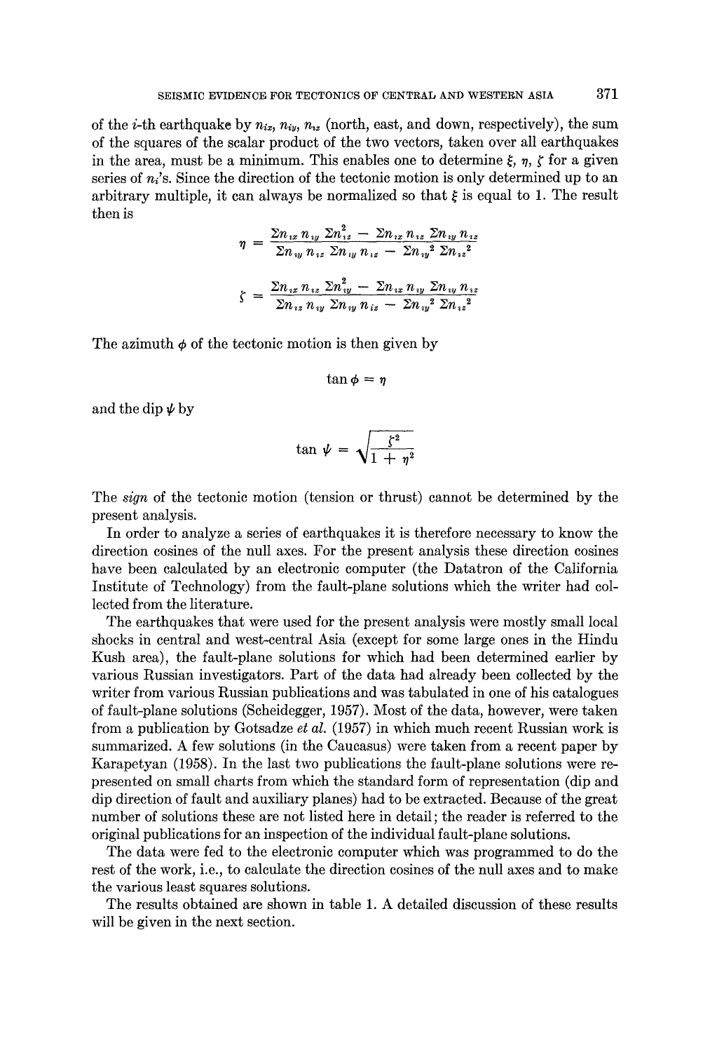of the $i$-th earthquake by $n_{ix}$, $n_{iy}$, $n_{iz}$ (north, east, and down, respectively), the sum of the squares of the scalar product of the two vectors, taken over all earthquakes in the area, must be a minimum. This enables one to determine $\xi$, $\eta$, $\zeta$ for a given series of $n_i$'s. Since the direction of the tectonic motion is only determined up to an arbitrary multiple, it can always be normalized so that $\xi$ is equal to 1. The result then is

$$\eta = \frac{\Sigma n_{ix} n_{iy} \Sigma n_{iz}^2 - \Sigma n_{ix} n_{iz} \Sigma n_{iy} n_{iz}}{\Sigma n_{iy} n_{iz} \Sigma n_{iy} n_{iz} - \Sigma n_{iy}^2 \Sigma n_{iz}^2}$$

$$\zeta = \frac{\Sigma n_{ix} n_{iz} \Sigma n_{iy}^2 - \Sigma n_{ix} n_{iy} \Sigma n_{iy} n_{iz}}{\Sigma n_{iz} n_{iy} \Sigma n_{iy} n_{iz} - \Sigma n_{iy}^2 \Sigma n_{iz}^2}$$

The azimuth $\phi$ of the tectonic motion is then given by

$$\tan \phi = \eta$$

and the dip $\psi$ by

$$\tan \psi = \sqrt{\frac{\zeta^2}{1 + \eta^2}}$$

The *sign* of the tectonic motion (tension or thrust) cannot be determined by the present analysis.

In order to analyze a series of earthquakes it is therefore necessary to know the direction cosines of the null axes. For the present analysis these direction cosines have been calculated by an electronic computer (the Datatron of the California Institute of Technology) from the fault-plane solutions which the writer had collected from the literature.

The earthquakes that were used for the present analysis were mostly small local shocks in central and west-central Asia (except for some large ones in the Hindu Kush area), the fault-plane solutions for which had been determined earlier by various Russian investigators. Part of the data had already been collected by the writer from various Russian publications and was tabulated in one of his catalogues of fault-plane solutions (Scheidegger, 1957). Most of the data, however, were taken from a publication by Gotsadze *et al.* (1957) in which much recent Russian work is summarized. A few solutions (in the Caucasus) were taken from a recent paper by Karapetyan (1958). In the last two publications the fault-plane solutions were represented on small charts from which the standard form of representation (dip and dip direction of fault and auxiliary planes) had to be extracted. Because of the great number of solutions these are not listed here in detail; the reader is referred to the original publications for an inspection of the individual fault-plane solutions.

The data were fed to the electronic computer which was programmed to do the rest of the work, i.e., to calculate the direction cosines of the null axes and to make the various least squares solutions.

The results obtained are shown in table 1. A detailed discussion of these results will be given in the next section.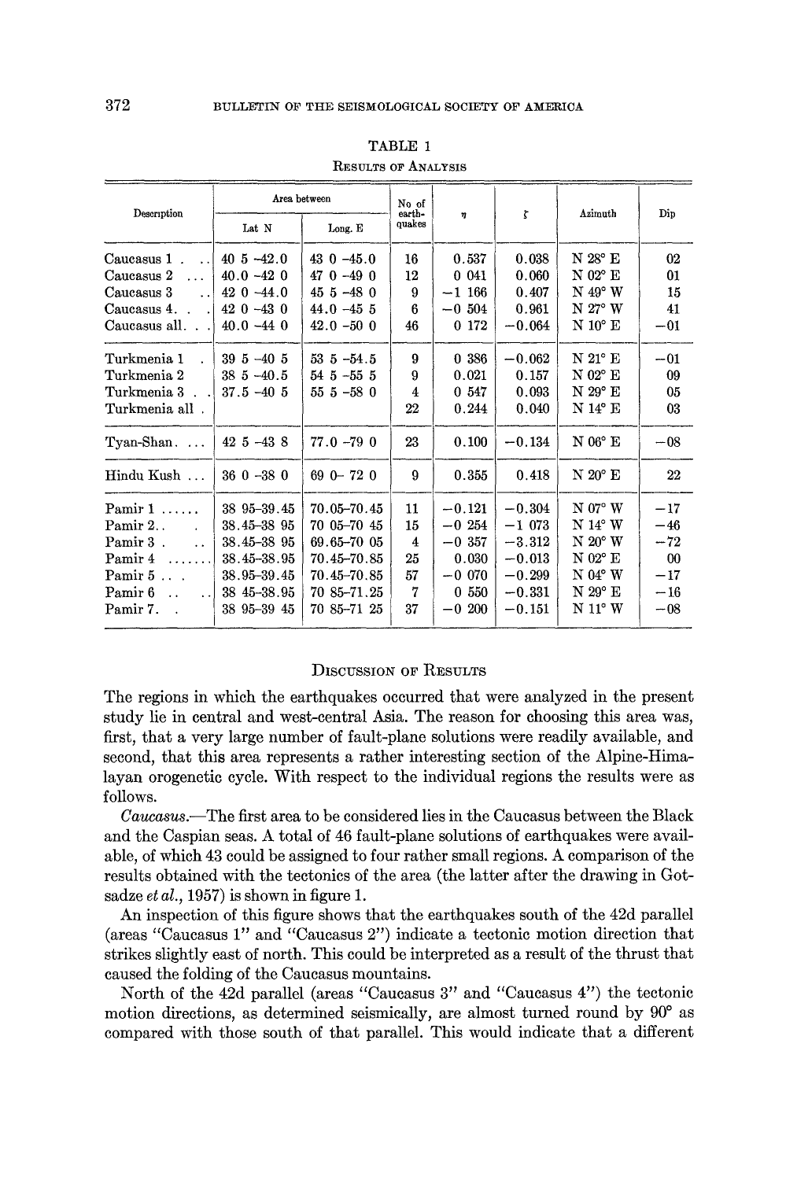TABLE 1

RESULTS OF ANALYSIS

| Description | Area between | | No of earthquakes | $\eta$ | $\zeta$ | Azimuth | Dip |
|---|---|---|---|---|---|---|---|
| | Lat N | Long. E | | | | | |
| Caucasus 1 | 40 5 -42.0 | 43 0 -45.0 | 16 | 0.537 | 0.038 | N 28° E | 02 |
| Caucasus 2 | 40.0 -42 0 | 47 0 -49 0 | 12 | 0 041 | 0.060 | N 02° E | 01 |
| Caucasus 3 | 42 0 -44.0 | 45 5 -48 0 | 9 | −1 166 | 0.407 | N 49° W | 15 |
| Caucasus 4 | 42 0 -43 0 | 44.0 -45 5 | 6 | −0 504 | 0.961 | N 27° W | 41 |
| Caucasus all | 40.0 -44 0 | 42.0 -50 0 | 46 | 0 172 | −0.064 | N 10° E | −01 |
| Turkmenia 1 | 39 5 -40 5 | 53 5 -54.5 | 9 | 0 386 | −0.062 | N 21° E | −01 |
| Turkmenia 2 | 38 5 -40.5 | 54 5 -55 5 | 9 | 0.021 | 0.157 | N 02° E | 09 |
| Turkmenia 3 | 37.5 -40 5 | 55 5 -58 0 | 4 | 0 547 | 0.093 | N 29° E | 05 |
| Turkmenia all | | | 22 | 0.244 | 0.040 | N 14° E | 03 |
| Tyan-Shan | 42 5 -43 8 | 77.0 -79 0 | 23 | 0.100 | −0.134 | N 06° E | −08 |
| Hindu Kush | 36 0 -38 0 | 69 0- 72 0 | 9 | 0.355 | 0.418 | N 20° E | 22 |
| Pamir 1 | 38 95-39.45 | 70.05-70.45 | 11 | −0.121 | −0.304 | N 07° W | −17 |
| Pamir 2 | 38.45-38 95 | 70 05-70 45 | 15 | −0 254 | −1 073 | N 14° W | −46 |
| Pamir 3 | 38.45-38 95 | 69.65-70 05 | 4 | −0 357 | −3.312 | N 20° W | −72 |
| Pamir 4 | 38.45-38.95 | 70.45-70.85 | 25 | 0.030 | −0.013 | N 02° E | 00 |
| Pamir 5 | 38.95-39.45 | 70.45-70.85 | 57 | −0 070 | −0.299 | N 04° W | −17 |
| Pamir 6 | 38 45-38.95 | 70 85-71.25 | 7 | 0 550 | −0.331 | N 29° E | −16 |
| Pamir 7 | 38 95-39 45 | 70 85-71 25 | 37 | −0 200 | −0.151 | N 11° W | −08 |

## DISCUSSION OF RESULTS

The regions in which the earthquakes occurred that were analyzed in the present study lie in central and west-central Asia. The reason for choosing this area was, first, that a very large number of fault-plane solutions were readily available, and second, that this area represents a rather interesting section of the Alpine-Himalayan orogenetic cycle. With respect to the individual regions the results were as follows.

*Caucasus.*—The first area to be considered lies in the Caucasus between the Black and the Caspian seas. A total of 46 fault-plane solutions of earthquakes were available, of which 43 could be assigned to four rather small regions. A comparison of the results obtained with the tectonics of the area (the latter after the drawing in Gotsadze *et al.*, 1957) is shown in figure 1.

An inspection of this figure shows that the earthquakes south of the 42d parallel (areas "Caucasus 1" and "Caucasus 2") indicate a tectonic motion direction that strikes slightly east of north. This could be interpreted as a result of the thrust that caused the folding of the Caucasus mountains.

North of the 42d parallel (areas "Caucasus 3" and "Caucasus 4") the tectonic motion directions, as determined seismically, are almost turned round by 90° as compared with those south of that parallel. This would indicate that a different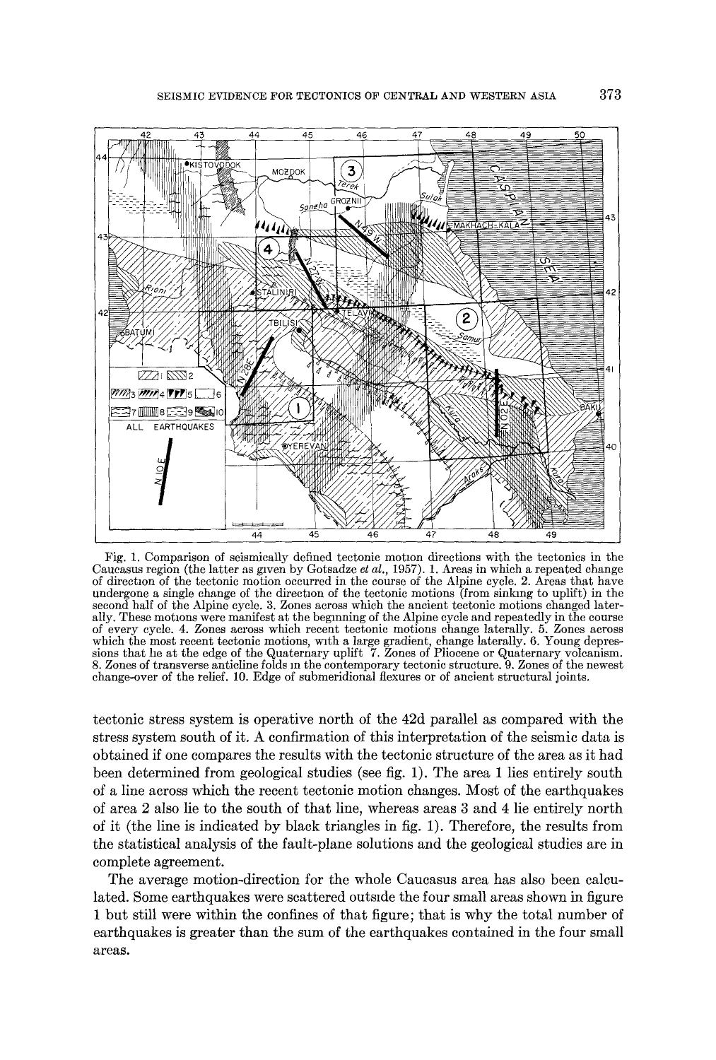Fig. 1. Comparison of seismically defined tectonic motion directions with the tectonics in the Caucasus region (the latter as given by Gotsadze *et al.*, 1957). 1. Areas in which a repeated change of direction of the tectonic motion occurred in the course of the Alpine cycle. 2. Areas that have undergone a single change of the direction of the tectonic motions (from sinking to uplift) in the second half of the Alpine cycle. 3. Zones across which the ancient tectonic motions changed laterally. These motions were manifest at the beginning of the Alpine cycle and repeatedly in the course of every cycle. 4. Zones across which recent tectonic motions change laterally. 5. Zones across which the most recent tectonic motions, with a large gradient, change laterally. 6. Young depressions that lie at the edge of the Quaternary uplift. 7. Zones of Pliocene or Quaternary volcanism. 8. Zones of transverse anticline folds in the contemporary tectonic structure. 9. Zones of the newest change-over of the relief. 10. Edge of submeridional flexures or of ancient structural joints.

tectonic stress system is operative north of the 42d parallel as compared with the stress system south of it. A confirmation of this interpretation of the seismic data is obtained if one compares the results with the tectonic structure of the area as it had been determined from geological studies (see fig. 1). The area 1 lies entirely south of a line across which the recent tectonic motion changes. Most of the earthquakes of area 2 also lie to the south of that line, whereas areas 3 and 4 lie entirely north of it (the line is indicated by black triangles in fig. 1). Therefore, the results from the statistical analysis of the fault-plane solutions and the geological studies are in complete agreement.

The average motion-direction for the whole Caucasus area has also been calculated. Some earthquakes were scattered outside the four small areas shown in figure 1 but still were within the confines of that figure; that is why the total number of earthquakes is greater than the sum of the earthquakes contained in the four small areas.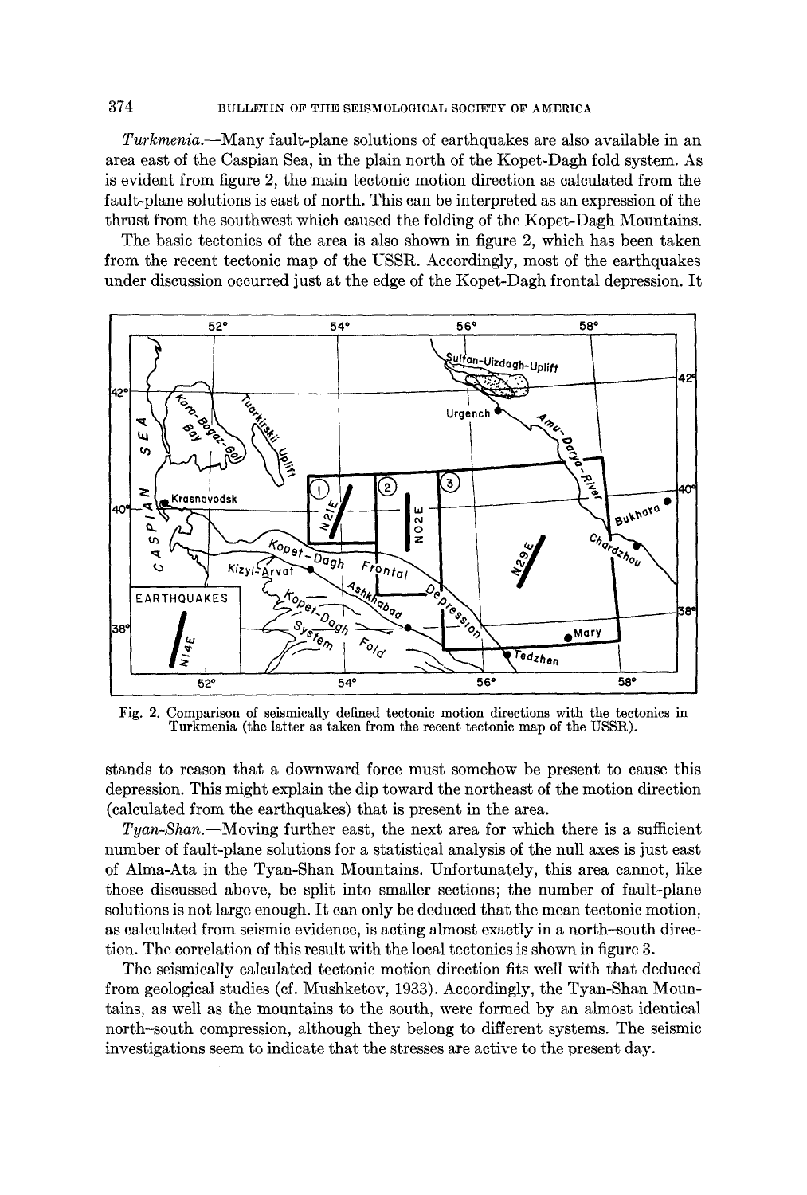*Turkmenia.*—Many fault-plane solutions of earthquakes are also available in an area east of the Caspian Sea, in the plain north of the Kopet-Dagh fold system. As is evident from figure 2, the main tectonic motion direction as calculated from the fault-plane solutions is east of north. This can be interpreted as an expression of the thrust from the southwest which caused the folding of the Kopet-Dagh Mountains.

The basic tectonics of the area is also shown in figure 2, which has been taken from the recent tectonic map of the USSR. Accordingly, most of the earthquakes under discussion occurred just at the edge of the Kopet-Dagh frontal depression. It stands to reason that a downward force must somehow be present to cause this depression. This might explain the dip toward the northeast of the motion direction (calculated from the earthquakes) that is present in the area.

Fig. 2. Comparison of seismically defined tectonic motion directions with the tectonics in Turkmenia (the latter as taken from the recent tectonic map of the USSR).

*Tyan-Shan.*—Moving further east, the next area for which there is a sufficient number of fault-plane solutions for a statistical analysis of the null axes is just east of Alma-Ata in the Tyan-Shan Mountains. Unfortunately, this area cannot, like those discussed above, be split into smaller sections; the number of fault-plane solutions is not large enough. It can only be deduced that the mean tectonic motion, as calculated from seismic evidence, is acting almost exactly in a north–south direction. The correlation of this result with the local tectonics is shown in figure 3.

The seismically calculated tectonic motion direction fits well with that deduced from geological studies (cf. Mushketov, 1933). Accordingly, the Tyan-Shan Mountains, as well as the mountains to the south, were formed by an almost identical north–south compression, although they belong to different systems. The seismic investigations seem to indicate that the stresses are active to the present day.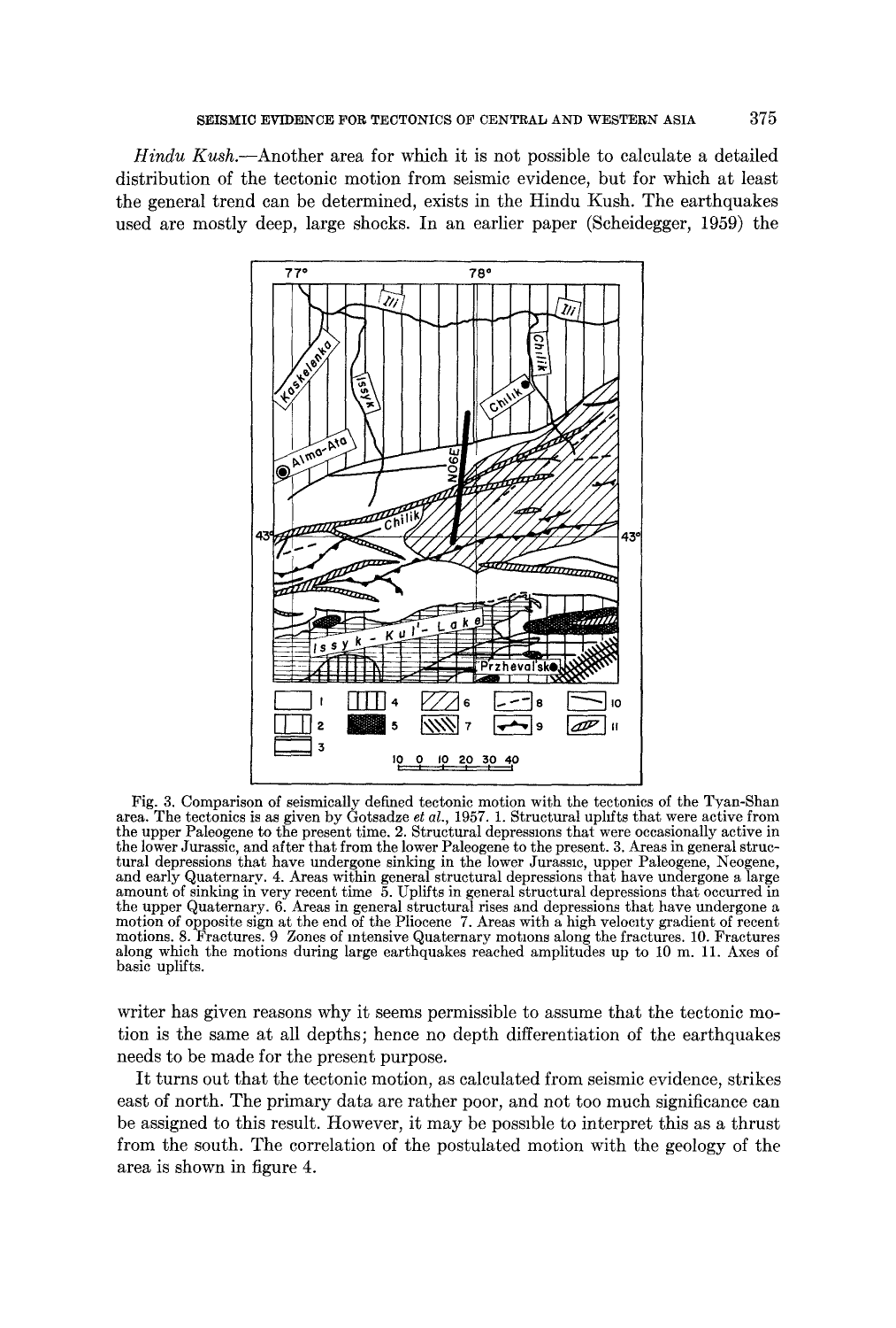*Hindu Kush.*—Another area for which it is not possible to calculate a detailed distribution of the tectonic motion from seismic evidence, but for which at least the general trend can be determined, exists in the Hindu Kush. The earthquakes used are mostly deep, large shocks. In an earlier paper (Scheidegger, 1959) the

Fig. 3. Comparison of seismically defined tectonic motion with the tectonics of the Tyan-Shan area. The tectonics is as given by Gotsadze *et al.*, 1957. 1. Structural uplifts that were active from the upper Paleogene to the present time. 2. Structural depressions that were occasionally active in the lower Jurassic, and after that from the lower Paleogene to the present. 3. Areas in general structural depressions that have undergone sinking in the lower Jurassic, upper Paleogene, Neogene, and early Quaternary. 4. Areas within general structural depressions that have undergone a large amount of sinking in very recent time 5. Uplifts in general structural depressions that occurred in the upper Quaternary. 6. Areas in general structural rises and depressions that have undergone a motion of opposite sign at the end of the Pliocene 7. Areas with a high velocity gradient of recent motions. 8. Fractures. 9 Zones of intensive Quaternary motions along the fractures. 10. Fractures along which the motions during large earthquakes reached amplitudes up to 10 m. 11. Axes of basic uplifts.

writer has given reasons why it seems permissible to assume that the tectonic motion is the same at all depths; hence no depth differentiation of the earthquakes needs to be made for the present purpose.

It turns out that the tectonic motion, as calculated from seismic evidence, strikes east of north. The primary data are rather poor, and not too much significance can be assigned to this result. However, it may be possible to interpret this as a thrust from the south. The correlation of the postulated motion with the geology of the area is shown in figure 4.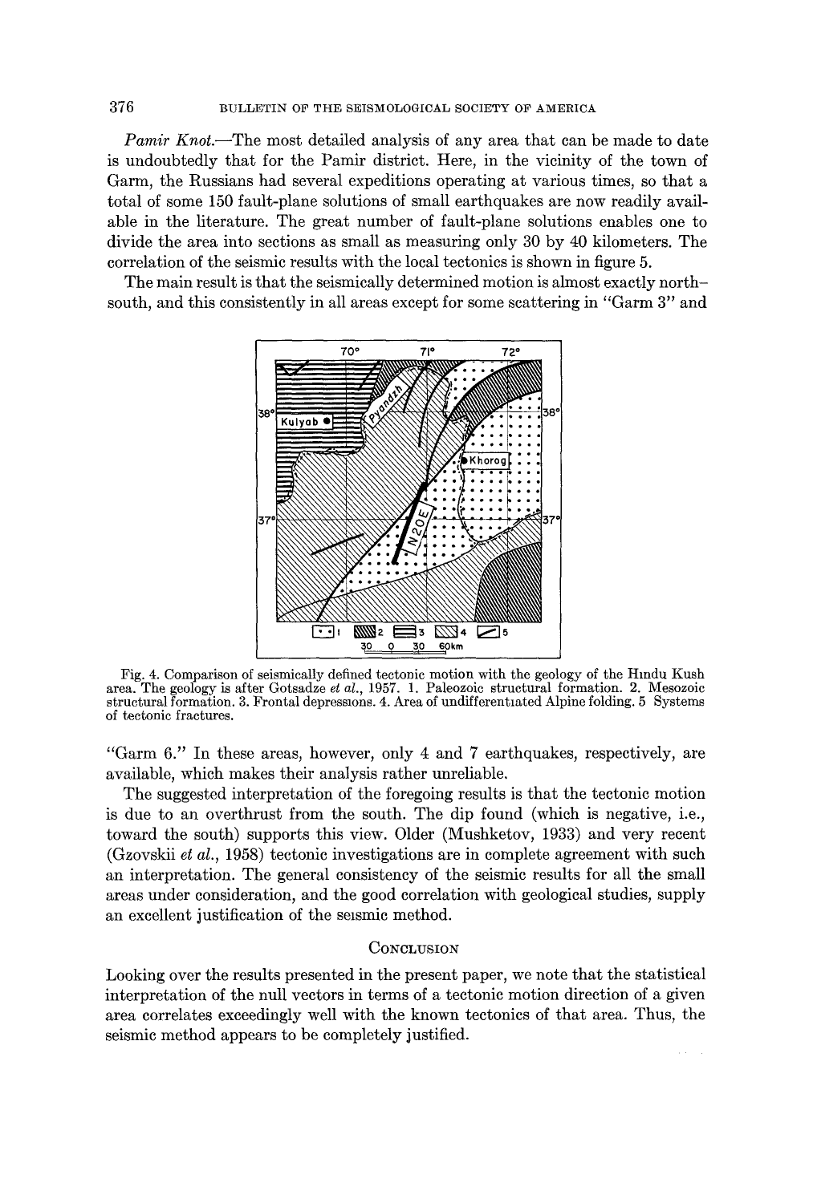*Pamir Knot.*—The most detailed analysis of any area that can be made to date is undoubtedly that for the Pamir district. Here, in the vicinity of the town of Garm, the Russians had several expeditions operating at various times, so that a total of some 150 fault-plane solutions of small earthquakes are now readily available in the literature. The great number of fault-plane solutions enables one to divide the area into sections as small as measuring only 30 by 40 kilometers. The correlation of the seismic results with the local tectonics is shown in figure 5.

The main result is that the seismically determined motion is almost exactly north–south, and this consistently in all areas except for some scattering in "Garm 3" and "Garm 6." In these areas, however, only 4 and 7 earthquakes, respectively, are available, which makes their analysis rather unreliable.

Fig. 4. Comparison of seismically defined tectonic motion with the geology of the Hindu Kush area. The geology is after Gotsadze *et al.*, 1957. 1. Paleozoic structural formation. 2. Mesozoic structural formation. 3. Frontal depressions. 4. Area of undifferentiated Alpine folding. 5 Systems of tectonic fractures.

The suggested interpretation of the foregoing results is that the tectonic motion is due to an overthrust from the south. The dip found (which is negative, i.e., toward the south) supports this view. Older (Mushketov, 1933) and very recent (Gzovskii *et al.*, 1958) tectonic investigations are in complete agreement with such an interpretation. The general consistency of the seismic results for all the small areas under consideration, and the good correlation with geological studies, supply an excellent justification of the seismic method.

## Conclusion

Looking over the results presented in the present paper, we note that the statistical interpretation of the null vectors in terms of a tectonic motion direction of a given area correlates exceedingly well with the known tectonics of that area. Thus, the seismic method appears to be completely justified.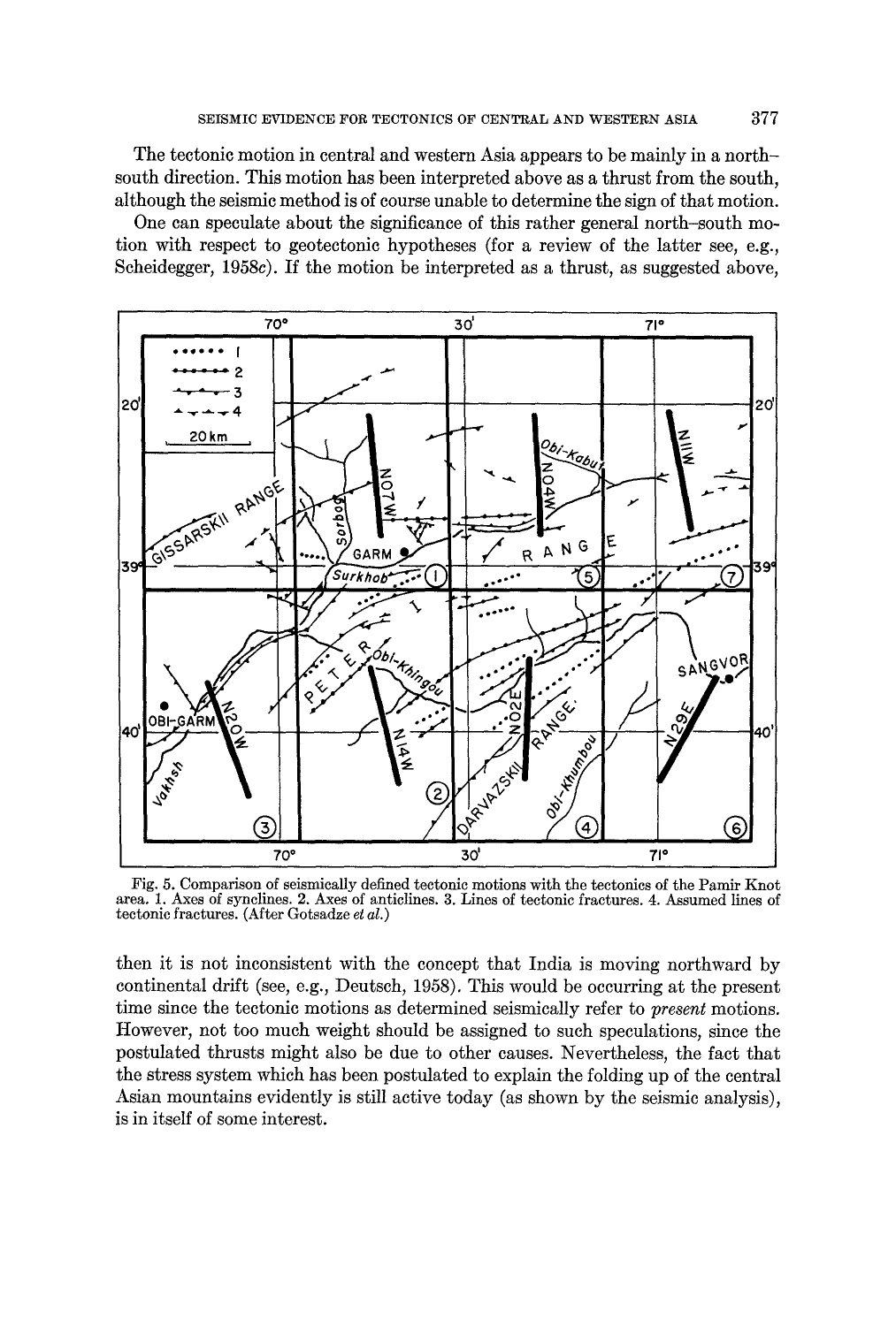The tectonic motion in central and western Asia appears to be mainly in a north–south direction. This motion has been interpreted above as a thrust from the south, although the seismic method is of course unable to determine the sign of that motion.

One can speculate about the significance of this rather general north–south motion with respect to geotectonic hypotheses (for a review of the latter see, e.g., Scheidegger, 1958c). If the motion be interpreted as a thrust, as suggested above,

Fig. 5. Comparison of seismically defined tectonic motions with the tectonics of the Pamir Knot area. 1. Axes of synclines. 2. Axes of anticlines. 3. Lines of tectonic fractures. 4. Assumed lines of tectonic fractures. (After Gotsadze *et al.*)

then it is not inconsistent with the concept that India is moving northward by continental drift (see, e.g., Deutsch, 1958). This would be occurring at the present time since the tectonic motions as determined seismically refer to *present* motions. However, not too much weight should be assigned to such speculations, since the postulated thrusts might also be due to other causes. Nevertheless, the fact that the stress system which has been postulated to explain the folding up of the central Asian mountains evidently is still active today (as shown by the seismic analysis), is in itself of some interest.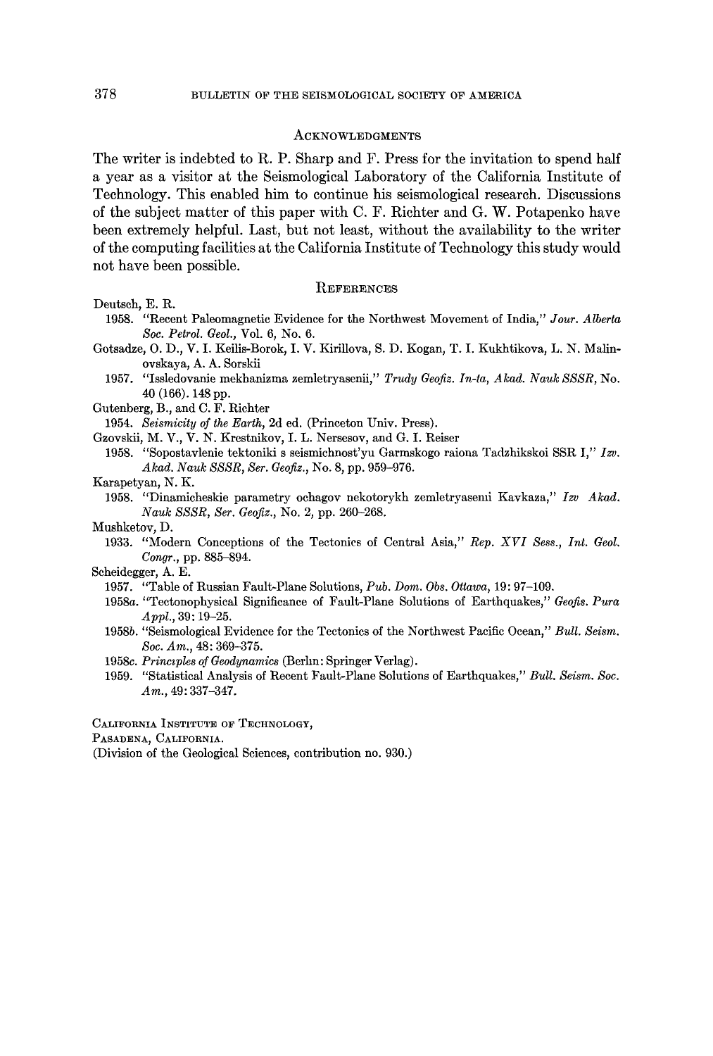## Acknowledgments

The writer is indebted to R. P. Sharp and F. Press for the invitation to spend half a year as a visitor at the Seismological Laboratory of the California Institute of Technology. This enabled him to continue his seismological research. Discussions of the subject matter of this paper with C. F. Richter and G. W. Potapenko have been extremely helpful. Last, but not least, without the availability to the writer of the computing facilities at the California Institute of Technology this study would not have been possible.

## References

Deutsch, E. R.
1958. "Recent Paleomagnetic Evidence for the Northwest Movement of India," *Jour. Alberta Soc. Petrol. Geol.*, Vol. 6, No. 6.

Gotsadze, O. D., V. I. Keilis-Borok, I. V. Kirillova, S. D. Kogan, T. I. Kukhtikova, L. N. Malinovskaya, A. A. Sorskii
1957. "Issledovanie mekhanizma zemletryasenii," *Trudy Geofiz. In-ta, Akad. Nauk SSSR*, No. 40 (166). 148 pp.

Gutenberg, B., and C. F. Richter
1954. *Seismicity of the Earth*, 2d ed. (Princeton Univ. Press).

Gzovskii, M. V., V. N. Krestnikov, I. L. Nersesov, and G. I. Reiser
1958. "Sopostavlenie tektoniki s seismichnost'yu Garmskogo raiona Tadzhikskoi SSR I," *Izv. Akad. Nauk SSSR, Ser. Geofiz.*, No. 8, pp. 959–976.

Karapetyan, N. K.
1958. "Dinamicheskie parametry ochagov nekotorykh zemletryasenii Kavkaza," *Izv Akad. Nauk SSSR, Ser. Geofiz.*, No. 2, pp. 260–268.

Mushketov, D.
1933. "Modern Conceptions of the Tectonics of Central Asia," *Rep. XVI Sess., Int. Geol. Congr.*, pp. 885–894.

Scheidegger, A. E.
1957. "Table of Russian Fault-Plane Solutions, *Pub. Dom. Obs. Ottawa*, 19: 97–109.
1958a. "Tectonophysical Significance of Fault-Plane Solutions of Earthquakes," *Geofis. Pura Appl.*, 39: 19–25.
1958b. "Seismological Evidence for the Tectonics of the Northwest Pacific Ocean," *Bull. Seism. Soc. Am.*, 48: 369–375.
1958c. *Principles of Geodynamics* (Berlin: Springer Verlag).
1959. "Statistical Analysis of Recent Fault-Plane Solutions of Earthquakes," *Bull. Seism. Soc. Am.*, 49: 337–347.

California Institute of Technology,
Pasadena, California.
(Division of the Geological Sciences, contribution no. 930.)